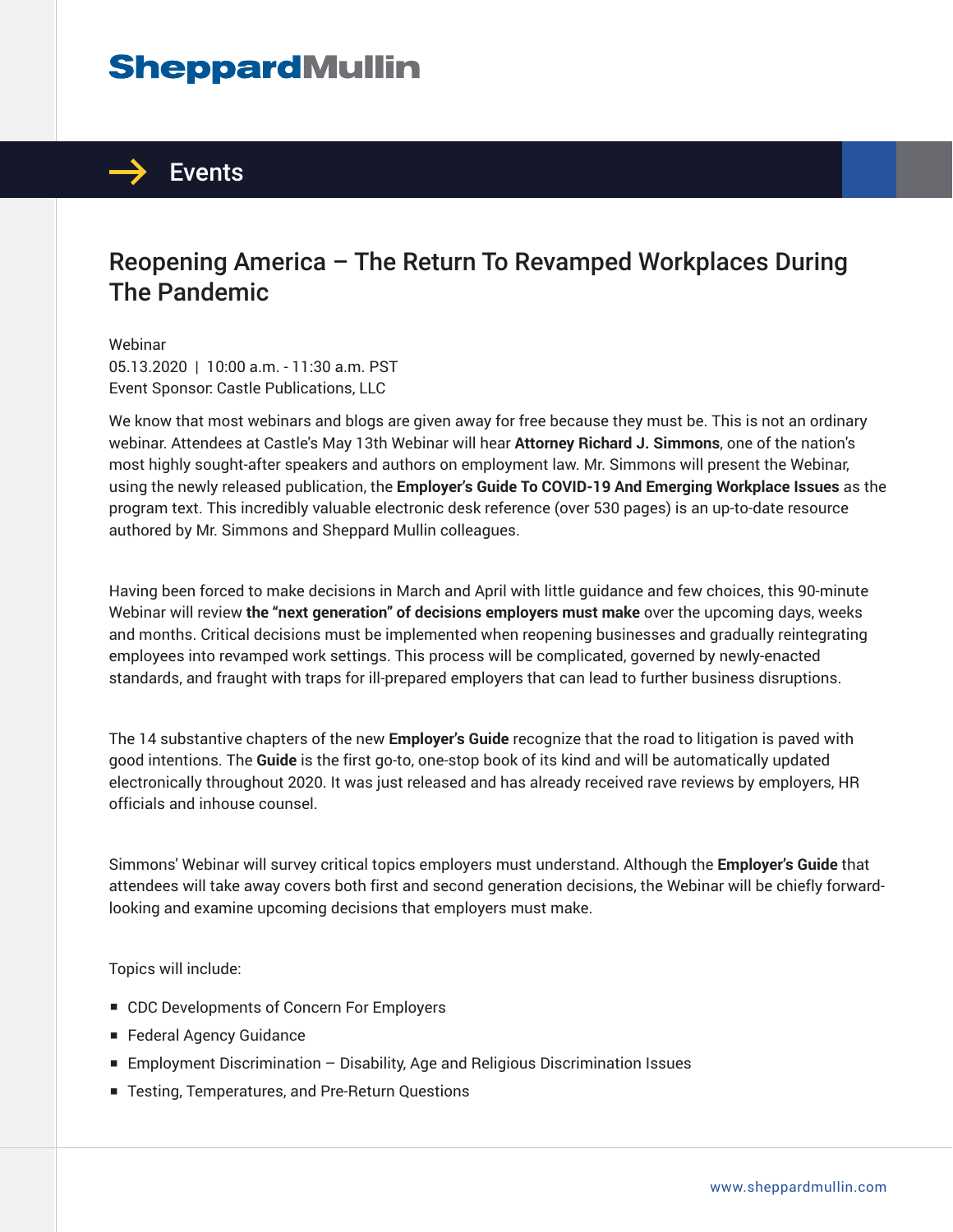# Sheppard Mullin

## Events

# Reopening America – The Return To Revamped Workplaces During The Pandemic

Webinar
05.13.2020 | 10:00 a.m. - 11:30 a.m. PST
Event Sponsor: Castle Publications, LLC

We know that most webinars and blogs are given away for free because they must be. This is not an ordinary webinar. Attendees at Castle's May 13th Webinar will hear **Attorney Richard J. Simmons**, one of the nation's most highly sought-after speakers and authors on employment law. Mr. Simmons will present the Webinar, using the newly released publication, the **Employer's Guide To COVID-19 And Emerging Workplace Issues** as the program text. This incredibly valuable electronic desk reference (over 530 pages) is an up-to-date resource authored by Mr. Simmons and Sheppard Mullin colleagues.

Having been forced to make decisions in March and April with little guidance and few choices, this 90-minute Webinar will review **the "next generation" of decisions employers must make** over the upcoming days, weeks and months. Critical decisions must be implemented when reopening businesses and gradually reintegrating employees into revamped work settings. This process will be complicated, governed by newly-enacted standards, and fraught with traps for ill-prepared employers that can lead to further business disruptions.

The 14 substantive chapters of the new **Employer's Guide** recognize that the road to litigation is paved with good intentions. The **Guide** is the first go-to, one-stop book of its kind and will be automatically updated electronically throughout 2020. It was just released and has already received rave reviews by employers, HR officials and inhouse counsel.

Simmons' Webinar will survey critical topics employers must understand. Although the **Employer's Guide** that attendees will take away covers both first and second generation decisions, the Webinar will be chiefly forward-looking and examine upcoming decisions that employers must make.

Topics will include:

- CDC Developments of Concern For Employers
- Federal Agency Guidance
- Employment Discrimination – Disability, Age and Religious Discrimination Issues
- Testing, Temperatures, and Pre-Return Questions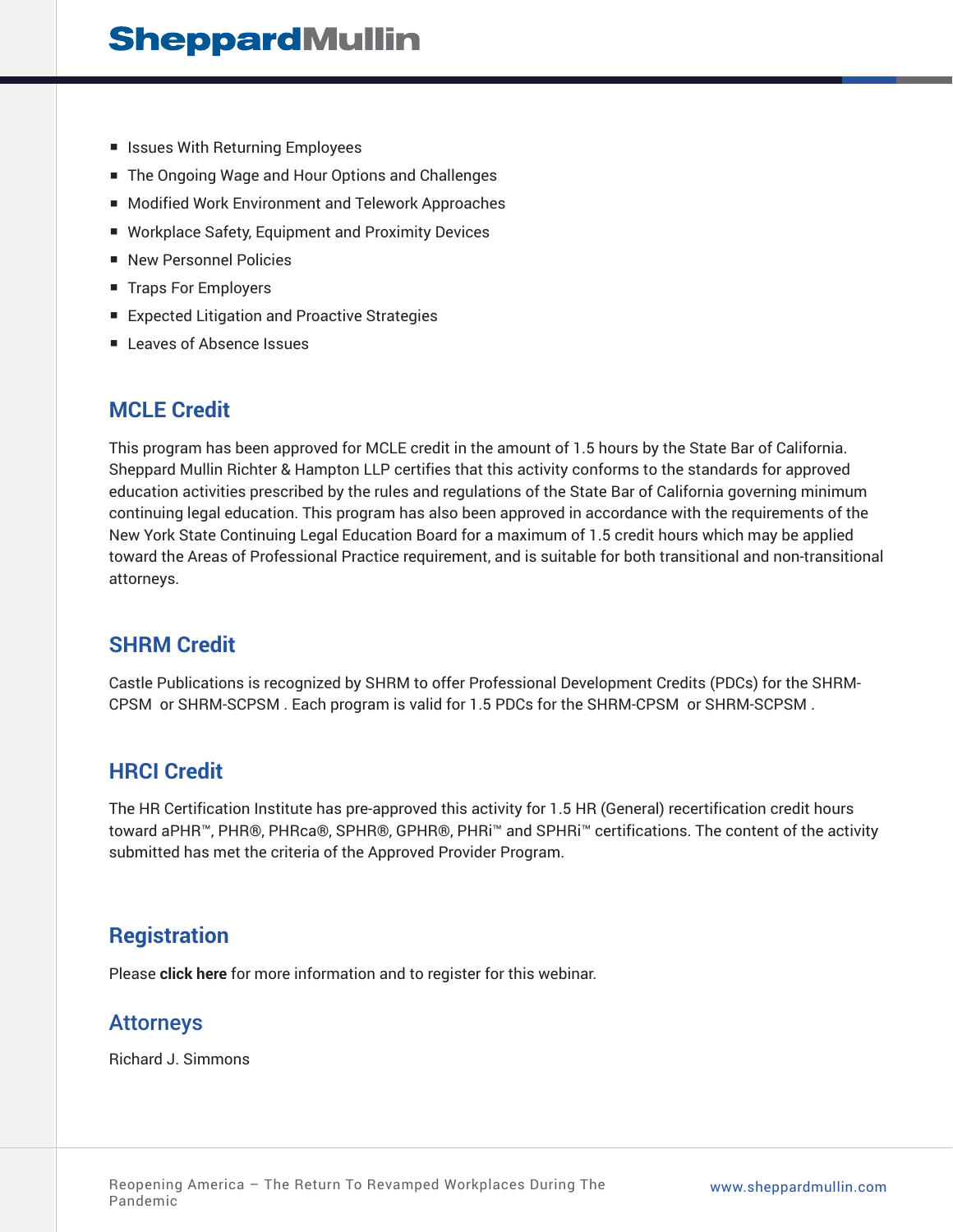- Issues With Returning Employees
- The Ongoing Wage and Hour Options and Challenges
- Modified Work Environment and Telework Approaches
- Workplace Safety, Equipment and Proximity Devices
- New Personnel Policies
- Traps For Employers
- Expected Litigation and Proactive Strategies
- Leaves of Absence Issues

## MCLE Credit

This program has been approved for MCLE credit in the amount of 1.5 hours by the State Bar of California. Sheppard Mullin Richter & Hampton LLP certifies that this activity conforms to the standards for approved education activities prescribed by the rules and regulations of the State Bar of California governing minimum continuing legal education. This program has also been approved in accordance with the requirements of the New York State Continuing Legal Education Board for a maximum of 1.5 credit hours which may be applied toward the Areas of Professional Practice requirement, and is suitable for both transitional and non-transitional attorneys.

## SHRM Credit

Castle Publications is recognized by SHRM to offer Professional Development Credits (PDCs) for the SHRM-CPSM or SHRM-SCPSM . Each program is valid for 1.5 PDCs for the SHRM-CPSM or SHRM-SCPSM .

## HRCI Credit

The HR Certification Institute has pre-approved this activity for 1.5 HR (General) recertification credit hours toward aPHR™, PHR®, PHRca®, SPHR®, GPHR®, PHRi™ and SPHRi™ certifications. The content of the activity submitted has met the criteria of the Approved Provider Program.

## Registration

Please **click here** for more information and to register for this webinar.

## Attorneys

Richard J. Simmons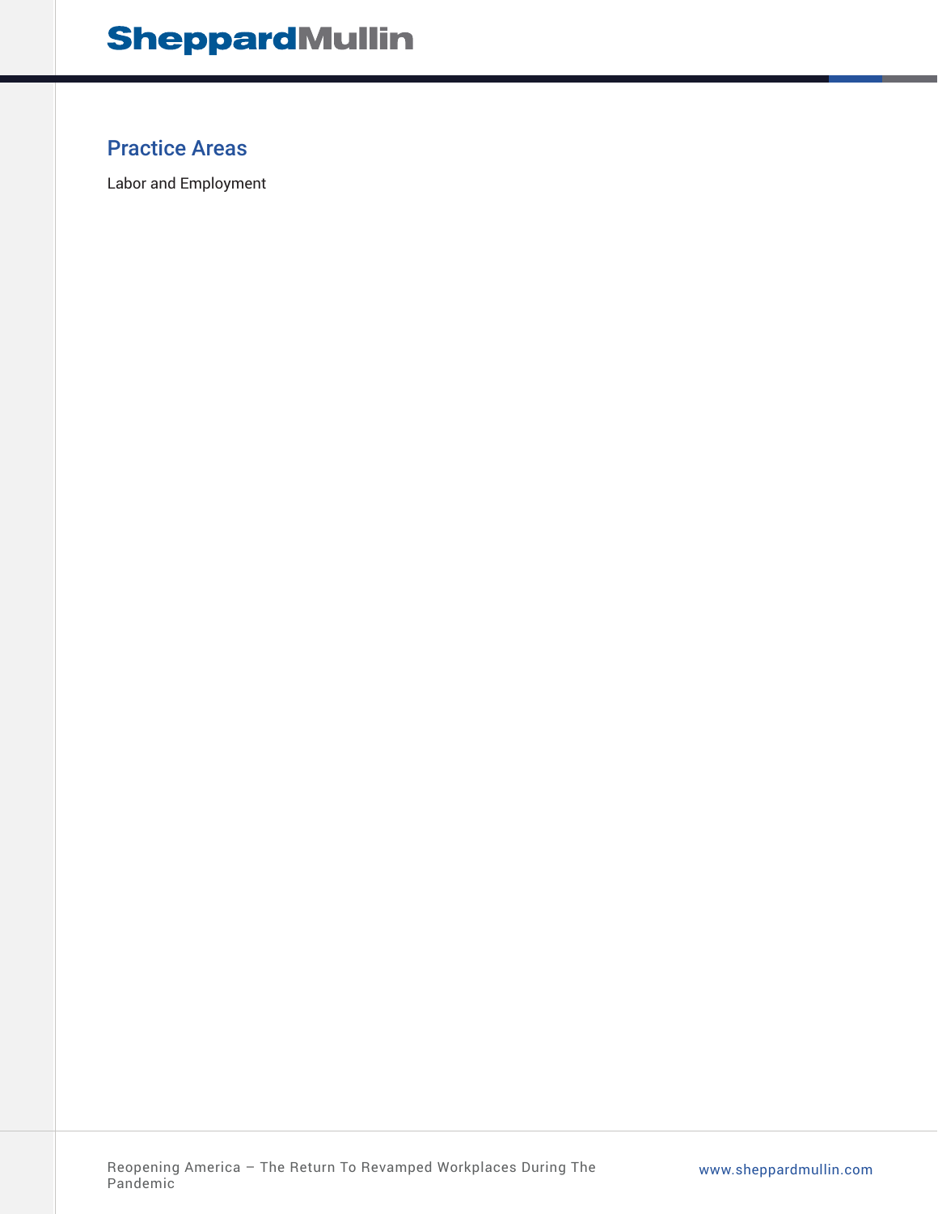## Practice Areas

Labor and Employment